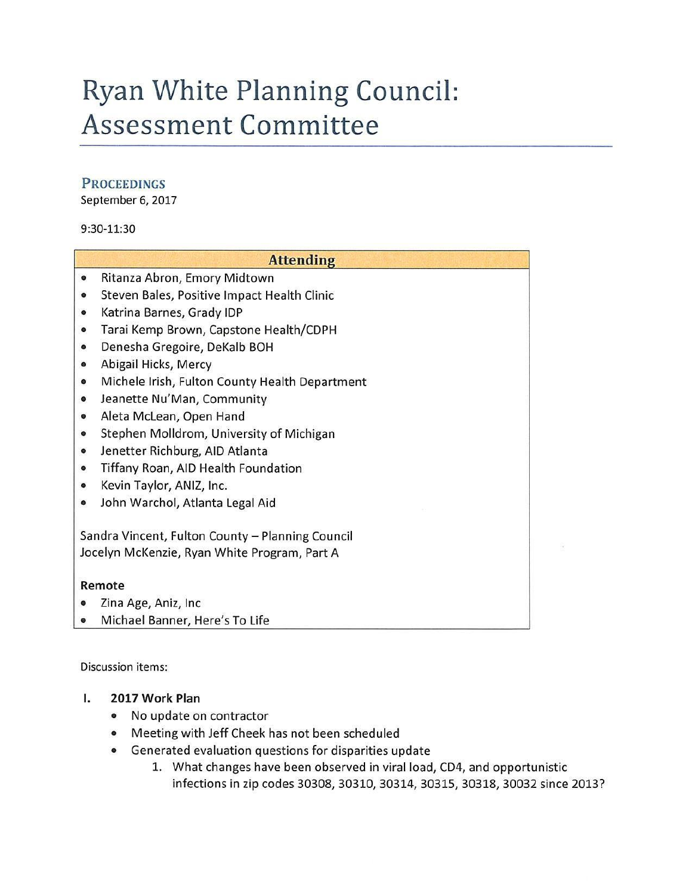# Ryan White Planning Council: Assessment Committee

## PROCEEDINGS

September 6, 2017

9:30-11:30

### Attending

- Ritanza Abron, Emory Midtown
- Steven Bales, Positive Impact Health Clinic
- Katrina Barnes, Grady IDP
- Tarai Kemp Brown, Capstone Health/CDPH
- Denesha Gregoire, DeKalb BOH
- Abigail Hicks, Mercy
- Michele Irish, Fulton County Health Department
- Jeanette Nu'Man, Community
- Aleta McLean, Open Hand
- Stephen Molldrom, University of Michigan
- Jenetter Richburg, AID Atlanta
- Tiffany Roan, AID Health Foundation
- Kevin Taylor, ANIZ, Inc.
- John Warchol, Atlanta Legal Aid

Sandra Vincent, Fulton County – Planning Council
Jocelyn McKenzie, Ryan White Program, Part A

**Remote**

- Zina Age, Aniz, Inc
- Michael Banner, Here's To Life

Discussion items:

**I. 2017 Work Plan**

- No update on contractor
- Meeting with Jeff Cheek has not been scheduled
- Generated evaluation questions for disparities update
  1. What changes have been observed in viral load, CD4, and opportunistic infections in zip codes 30308, 30310, 30314, 30315, 30318, 30032 since 2013?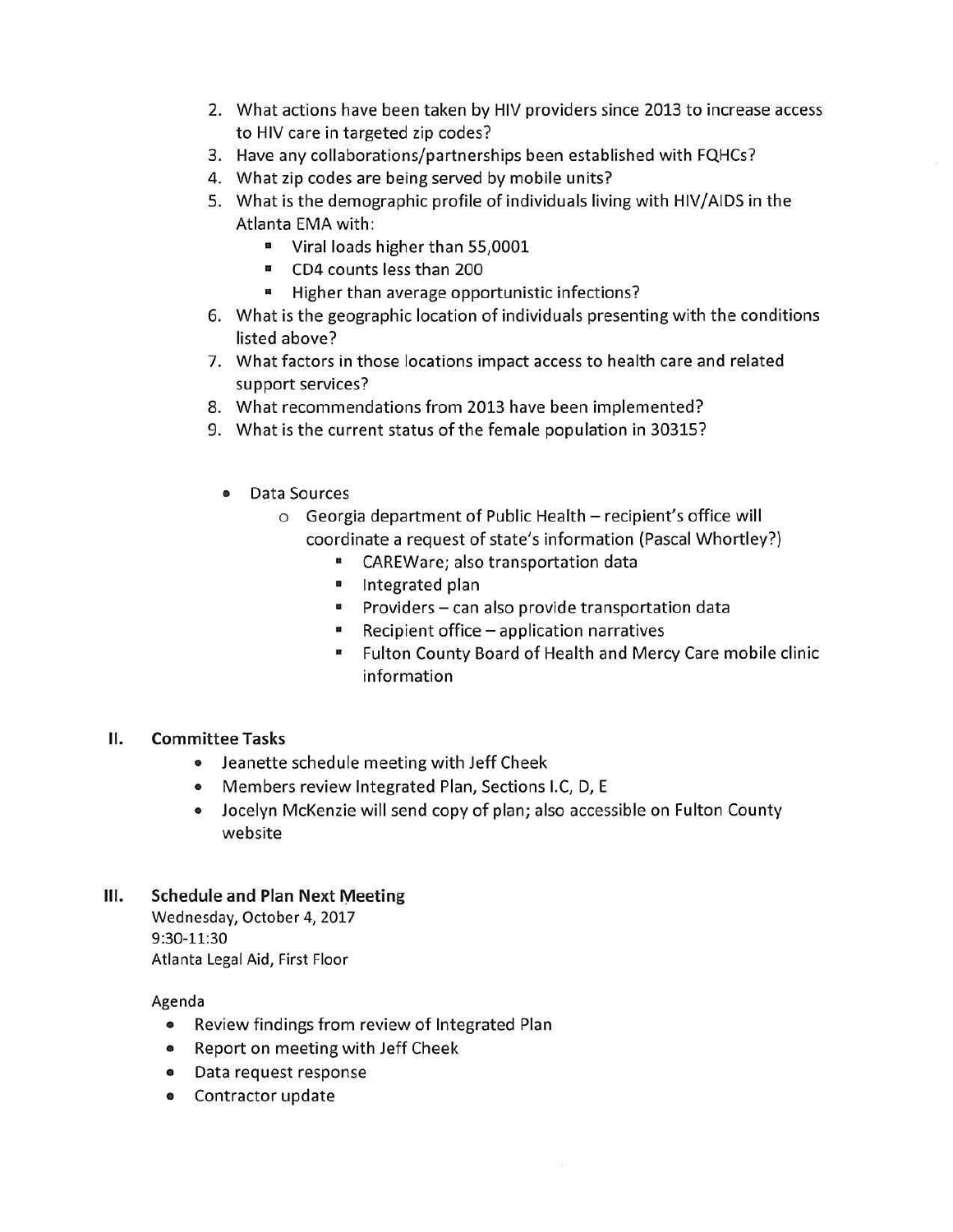2. What actions have been taken by HIV providers since 2013 to increase access to HIV care in targeted zip codes?
3. Have any collaborations/partnerships been established with FQHCs?
4. What zip codes are being served by mobile units?
5. What is the demographic profile of individuals living with HIV/AIDS in the Atlanta EMA with:
   - Viral loads higher than 55,0001
   - CD4 counts less than 200
   - Higher than average opportunistic infections?
6. What is the geographic location of individuals presenting with the conditions listed above?
7. What factors in those locations impact access to health care and related support services?
8. What recommendations from 2013 have been implemented?
9. What is the current status of the female population in 30315?

- Data Sources
  - Georgia department of Public Health – recipient's office will coordinate a request of state's information (Pascal Whortley?)
    - CAREWare; also transportation data
    - Integrated plan
    - Providers – can also provide transportation data
    - Recipient office – application narratives
    - Fulton County Board of Health and Mercy Care mobile clinic information

## II. Committee Tasks

- Jeanette schedule meeting with Jeff Cheek
- Members review Integrated Plan, Sections I.C, D, E
- Jocelyn McKenzie will send copy of plan; also accessible on Fulton County website

## III. Schedule and Plan Next Meeting

Wednesday, October 4, 2017
9:30-11:30
Atlanta Legal Aid, First Floor

Agenda

- Review findings from review of Integrated Plan
- Report on meeting with Jeff Cheek
- Data request response
- Contractor update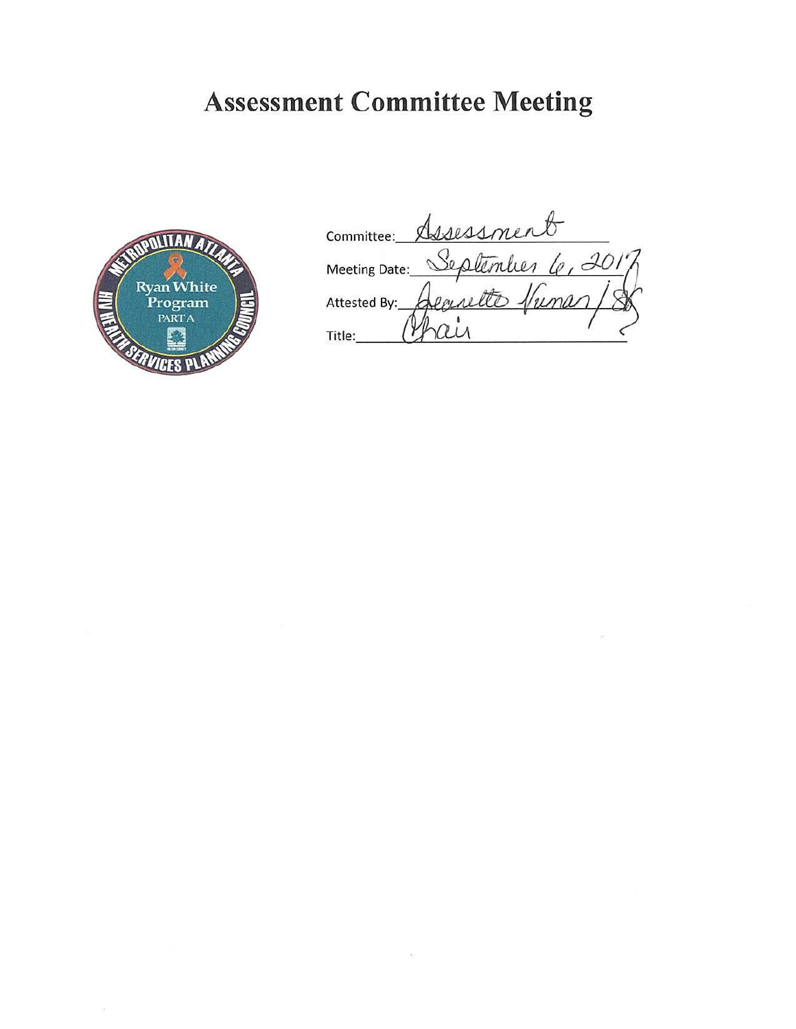# Assessment Committee Meeting

METROPOLITAN ATLANTA
Ryan White Program PART A
HIV HEALTH SERVICES PLANNING COUNCIL

Committee: Assessment

Meeting Date: September 6, 2017

Attested By: Jeanette Vunas / SK

Title: Chair